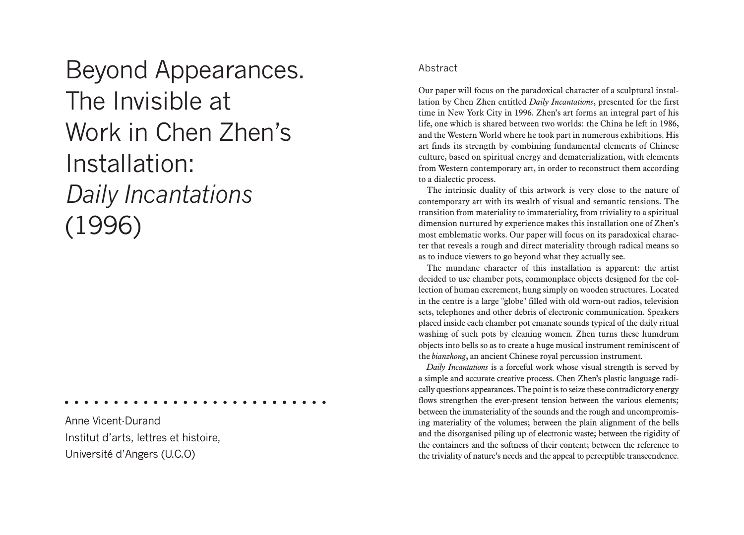# Beyond Appearances. The Invisible at Work in Chen Zhen's Installation: *Daily Incantations* (1996)

Anne Vicent-Durand
Institut d'arts, lettres et histoire,
Université d'Angers (U.C.O)

## Abstract

Our paper will focus on the paradoxical character of a sculptural installation by Chen Zhen entitled *Daily Incantations*, presented for the first time in New York City in 1996. Zhen's art forms an integral part of his life, one which is shared between two worlds: the China he left in 1986, and the Western World where he took part in numerous exhibitions. His art finds its strength by combining fundamental elements of Chinese culture, based on spiritual energy and dematerialization, with elements from Western contemporary art, in order to reconstruct them according to a dialectic process.

The intrinsic duality of this artwork is very close to the nature of contemporary art with its wealth of visual and semantic tensions. The transition from materiality to immateriality, from triviality to a spiritual dimension nurtured by experience makes this installation one of Zhen's most emblematic works. Our paper will focus on its paradoxical character that reveals a rough and direct materiality through radical means so as to induce viewers to go beyond what they actually see.

The mundane character of this installation is apparent: the artist decided to use chamber pots, commonplace objects designed for the collection of human excrement, hung simply on wooden structures. Located in the centre is a large "globe" filled with old worn-out radios, television sets, telephones and other debris of electronic communication. Speakers placed inside each chamber pot emanate sounds typical of the daily ritual washing of such pots by cleaning women. Zhen turns these humdrum objects into bells so as to create a huge musical instrument reminiscent of the *bianzhong*, an ancient Chinese royal percussion instrument.

*Daily Incantations* is a forceful work whose visual strength is served by a simple and accurate creative process. Chen Zhen's plastic language radically questions appearances. The point is to seize these contradictory energy flows strengthen the ever-present tension between the various elements; between the immateriality of the sounds and the rough and uncompromising materiality of the volumes; between the plain alignment of the bells and the disorganised piling up of electronic waste; between the rigidity of the containers and the softness of their content; between the reference to the triviality of nature's needs and the appeal to perceptible transcendence.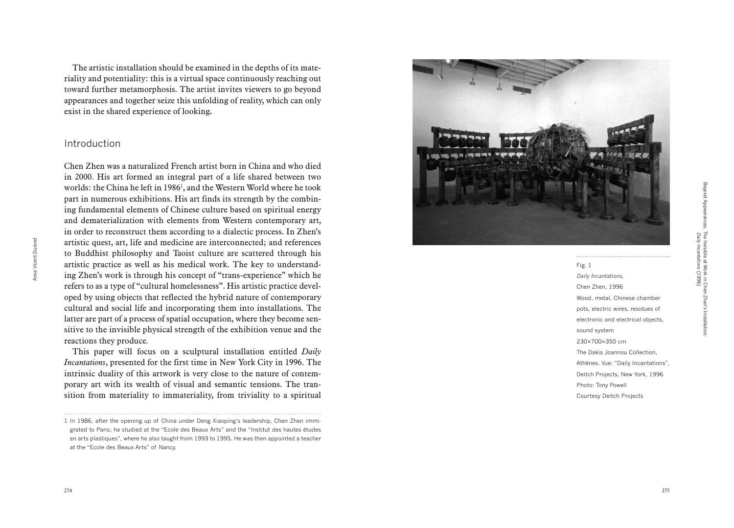The artistic installation should be examined in the depths of its materiality and potentiality: this is a virtual space continuously reaching out toward further metamorphosis. The artist invites viewers to go beyond appearances and together seize this unfolding of reality, which can only exist in the shared experience of looking.

## Introduction

Chen Zhen was a naturalized French artist born in China and who died in 2000. His art formed an integral part of a life shared between two worlds: the China he left in 1986[1], and the Western World where he took part in numerous exhibitions. His art finds its strength by the combining fundamental elements of Chinese culture based on spiritual energy and dematerialization with elements from Western contemporary art, in order to reconstruct them according to a dialectic process. In Zhen's artistic quest, art, life and medicine are interconnected; and references to Buddhist philosophy and Taoist culture are scattered through his artistic practice as well as his medical work. The key to understanding Zhen's work is through his concept of "trans-experience" which he refers to as a type of "cultural homelessness". His artistic practice developed by using objects that reflected the hybrid nature of contemporary cultural and social life and incorporating them into installations. The latter are part of a process of spatial occupation, where they become sensitive to the invisible physical strength of the exhibition venue and the reactions they produce.

This paper will focus on a sculptural installation entitled *Daily Incantations*, presented for the first time in New York City in 1996. The intrinsic duality of this artwork is very close to the nature of contemporary art with its wealth of visual and semantic tensions. The transition from materiality to immateriality, from triviality to a spiritual

Fig. 1
*Daily Incantations*,
Chen Zhen, 1996
Wood, metal, Chinese chamber pots, electric wires, residues of electronic and electrical objects, sound system
230×700×350 cm
The Dakis Joannou Collection, Athènes. Vue: "Daily Incantations", Deitch Projects, New York, 1996
Photo: Tony Powell
Courtesy Deitch Projects

---

1 In 1986, after the opening up of China under Deng Xiaoping's leadership, Chen Zhen immigrated to Paris; he studied at the "Ecole des Beaux Arts" and the "Institut des hautes études en arts plastiques", where he also taught from 1993 to 1995. He was then appointed a teacher at the "Ecole des Beaux Arts" of Nancy.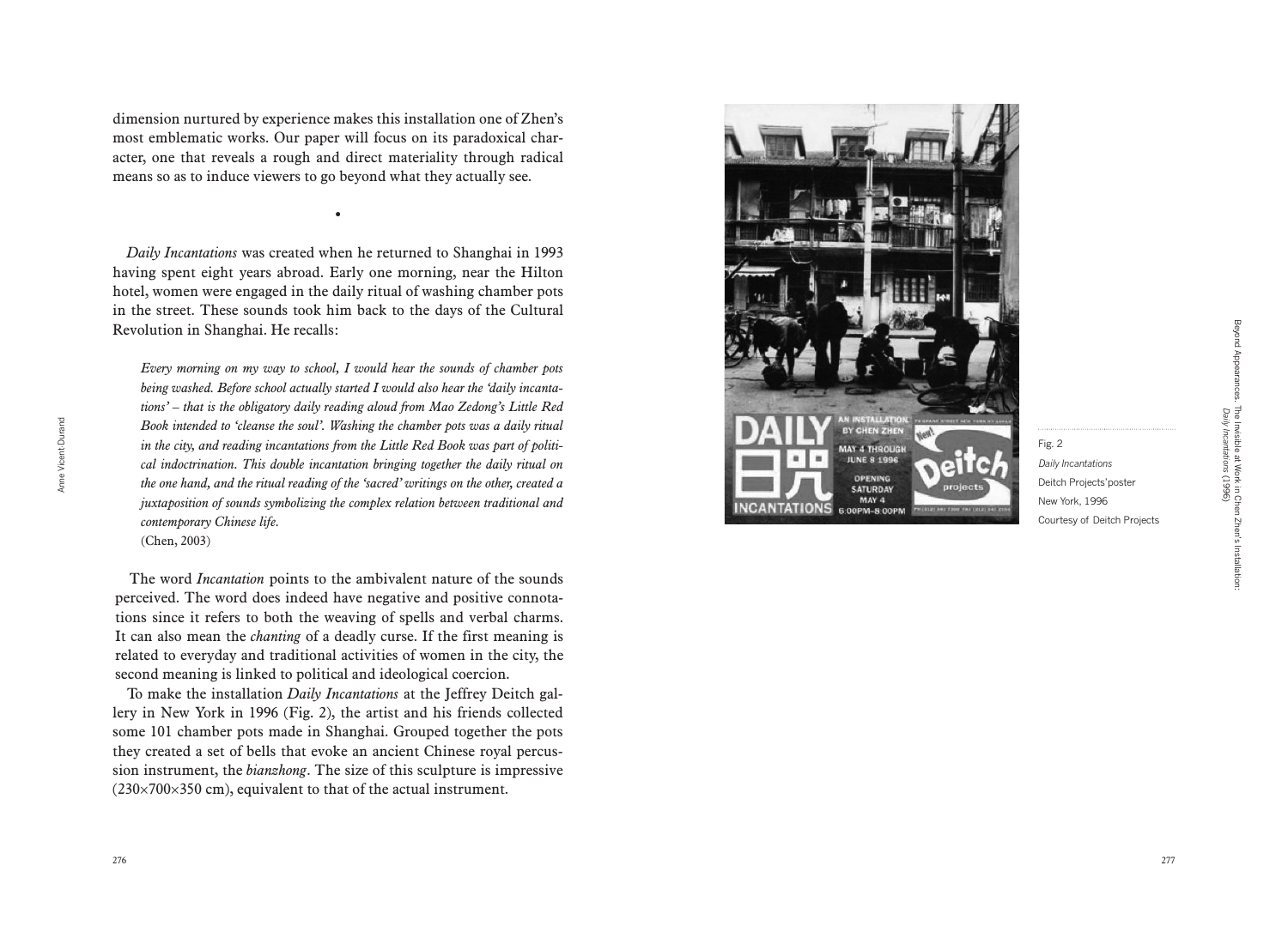dimension nurtured by experience makes this installation one of Zhen's most emblematic works. Our paper will focus on its paradoxical character, one that reveals a rough and direct materiality through radical means so as to induce viewers to go beyond what they actually see.

•

*Daily Incantations* was created when he returned to Shanghai in 1993 having spent eight years abroad. Early one morning, near the Hilton hotel, women were engaged in the daily ritual of washing chamber pots in the street. These sounds took him back to the days of the Cultural Revolution in Shanghai. He recalls:

> *Every morning on my way to school, I would hear the sounds of chamber pots being washed. Before school actually started I would also hear the 'daily incantations' – that is the obligatory daily reading aloud from Mao Zedong's Little Red Book intended to 'cleanse the soul'. Washing the chamber pots was a daily ritual in the city, and reading incantations from the Little Red Book was part of political indoctrination. This double incantation bringing together the daily ritual on the one hand, and the ritual reading of the 'sacred' writings on the other, created a juxtaposition of sounds symbolizing the complex relation between traditional and contemporary Chinese life.*
>
> (Chen, 2003)

The word *Incantation* points to the ambivalent nature of the sounds perceived. The word does indeed have negative and positive connotations since it refers to both the weaving of spells and verbal charms. It can also mean the *chanting* of a deadly curse. If the first meaning is related to everyday and traditional activities of women in the city, the second meaning is linked to political and ideological coercion.

To make the installation *Daily Incantations* at the Jeffrey Deitch gallery in New York in 1996 (Fig. 2), the artist and his friends collected some 101 chamber pots made in Shanghai. Grouped together the pots they created a set of bells that evoke an ancient Chinese royal percussion instrument, the *bianzhong*. The size of this sculpture is impressive (230×700×350 cm), equivalent to that of the actual instrument.

Fig. 2
*Daily Incantations*
Deitch Projects' poster
New York, 1996
Courtesy of Deitch Projects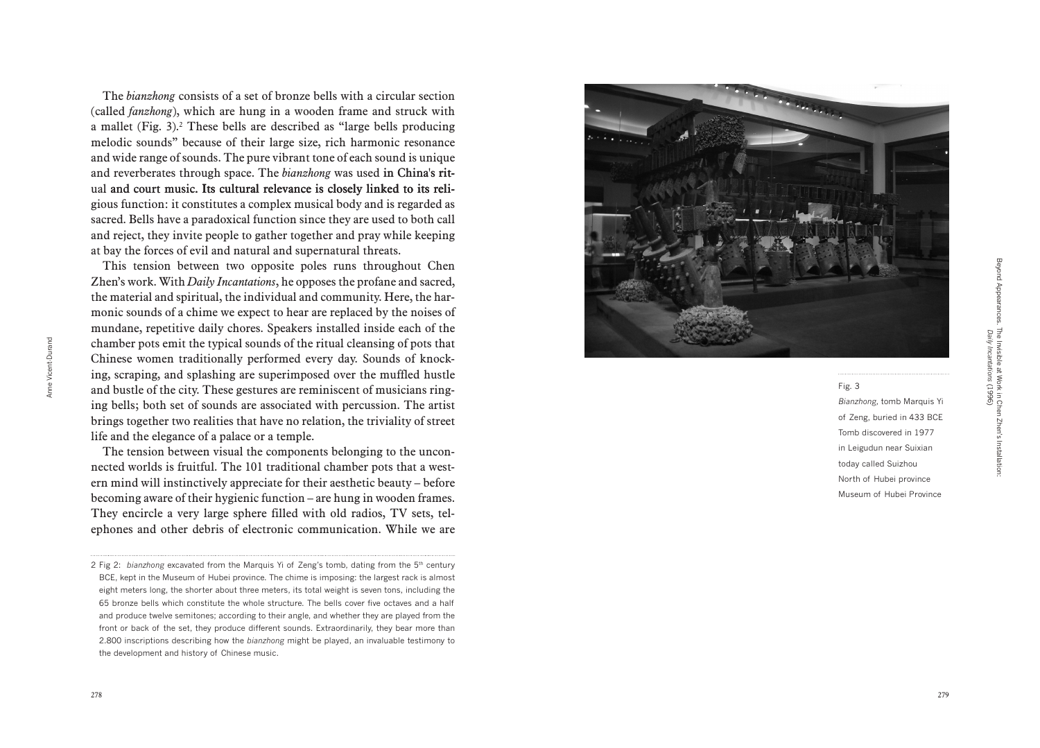The *bianzhong* consists of a set of bronze bells with a circular section (called *fanzhong*), which are hung in a wooden frame and struck with a mallet (Fig. 3).[2] These bells are described as "large bells producing melodic sounds" because of their large size, rich harmonic resonance and wide range of sounds. The pure vibrant tone of each sound is unique and reverberates through space. The *bianzhong* was used in China's ritual and court music. Its cultural relevance is closely linked to its religious function: it constitutes a complex musical body and is regarded as sacred. Bells have a paradoxical function since they are used to both call and reject, they invite people to gather together and pray while keeping at bay the forces of evil and natural and supernatural threats.

This tension between two opposite poles runs throughout Chen Zhen's work. With *Daily Incantations*, he opposes the profane and sacred, the material and spiritual, the individual and community. Here, the harmonic sounds of a chime we expect to hear are replaced by the noises of mundane, repetitive daily chores. Speakers installed inside each of the chamber pots emit the typical sounds of the ritual cleansing of pots that Chinese women traditionally performed every day. Sounds of knocking, scraping, and splashing are superimposed over the muffled hustle and bustle of the city. These gestures are reminiscent of musicians ringing bells; both set of sounds are associated with percussion. The artist brings together two realities that have no relation, the triviality of street life and the elegance of a palace or a temple.

The tension between visual the components belonging to the unconnected worlds is fruitful. The 101 traditional chamber pots that a western mind will instinctively appreciate for their aesthetic beauty – before becoming aware of their hygienic function – are hung in wooden frames. They encircle a very large sphere filled with old radios, TV sets, telephones and other debris of electronic communication. While we are

Fig. 3
*Bianzhong*, tomb Marquis Yi of Zeng, buried in 433 BCE
Tomb discovered in 1977 in Leigudun near Suixian today called Suizhou
North of Hubei province
Museum of Hubei Province

---

2 Fig 2: *bianzhong* excavated from the Marquis Yi of Zeng's tomb, dating from the 5th century BCE, kept in the Museum of Hubei province. The chime is imposing: the largest rack is almost eight meters long, the shorter about three meters, its total weight is seven tons, including the 65 bronze bells which constitute the whole structure. The bells cover five octaves and a half and produce twelve semitones; according to their angle, and whether they are played from the front or back of the set, they produce different sounds. Extraordinarily, they bear more than 2.800 inscriptions describing how the *bianzhong* might be played, an invaluable testimony to the development and history of Chinese music.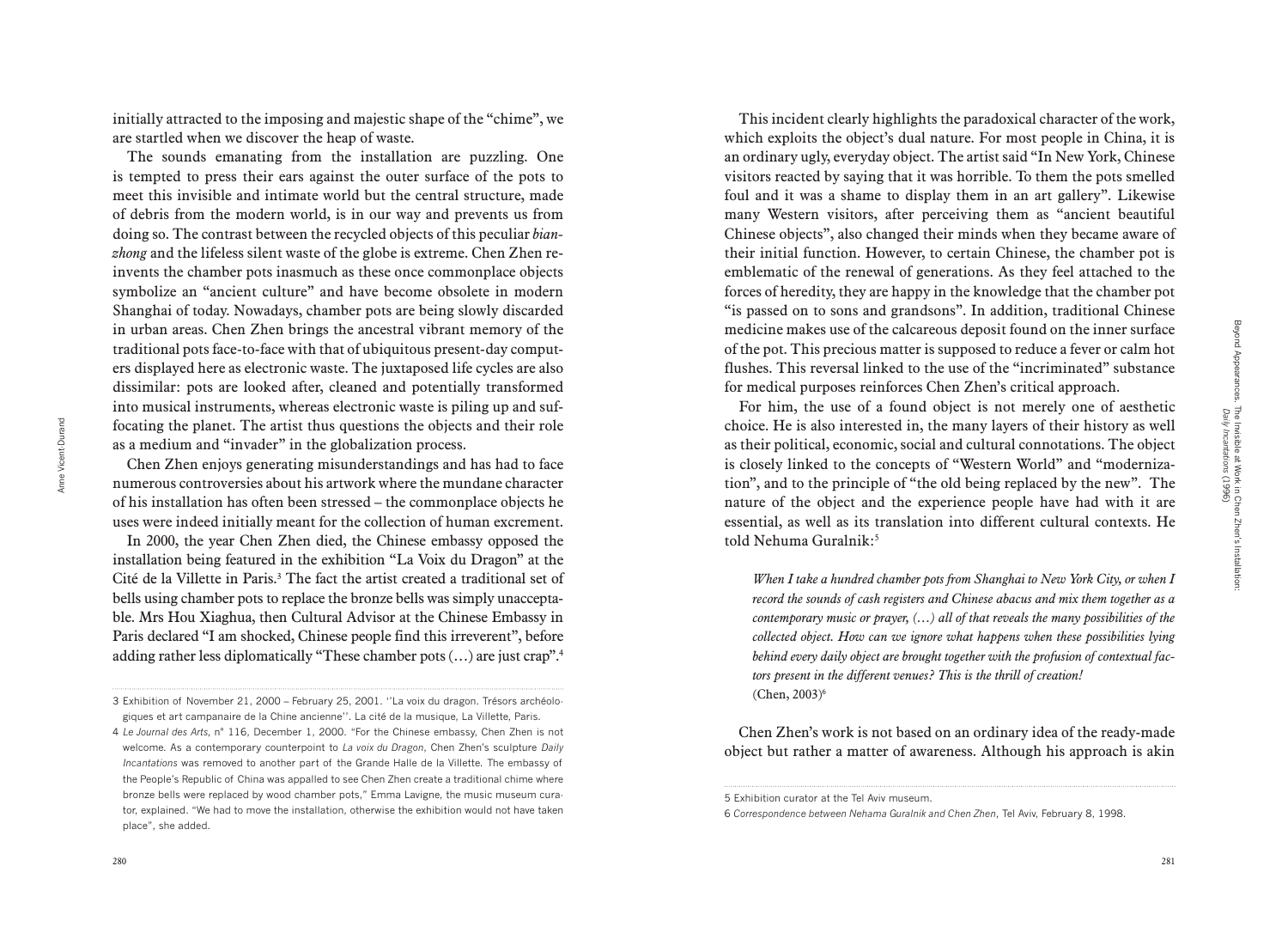initially attracted to the imposing and majestic shape of the "chime", we are startled when we discover the heap of waste.

The sounds emanating from the installation are puzzling. One is tempted to press their ears against the outer surface of the pots to meet this invisible and intimate world but the central structure, made of debris from the modern world, is in our way and prevents us from doing so. The contrast between the recycled objects of this peculiar *bianzhong* and the lifeless silent waste of the globe is extreme. Chen Zhen reinvents the chamber pots inasmuch as these once commonplace objects symbolize an "ancient culture" and have become obsolete in modern Shanghai of today. Nowadays, chamber pots are being slowly discarded in urban areas. Chen Zhen brings the ancestral vibrant memory of the traditional pots face-to-face with that of ubiquitous present-day computers displayed here as electronic waste. The juxtaposed life cycles are also dissimilar: pots are looked after, cleaned and potentially transformed into musical instruments, whereas electronic waste is piling up and suffocating the planet. The artist thus questions the objects and their role as a medium and "invader" in the globalization process.

Chen Zhen enjoys generating misunderstandings and has had to face numerous controversies about his artwork where the mundane character of his installation has often been stressed – the commonplace objects he uses were indeed initially meant for the collection of human excrement.

In 2000, the year Chen Zhen died, the Chinese embassy opposed the installation being featured in the exhibition "La Voix du Dragon" at the Cité de la Villette in Paris.[3] The fact the artist created a traditional set of bells using chamber pots to replace the bronze bells was simply unacceptable. Mrs Hou Xiaghua, then Cultural Advisor at the Chinese Embassy in Paris declared "I am shocked, Chinese people find this irreverent", before adding rather less diplomatically "These chamber pots (…) are just crap".[4]

This incident clearly highlights the paradoxical character of the work, which exploits the object's dual nature. For most people in China, it is an ordinary ugly, everyday object. The artist said "In New York, Chinese visitors reacted by saying that it was horrible. To them the pots smelled foul and it was a shame to display them in an art gallery". Likewise many Western visitors, after perceiving them as "ancient beautiful Chinese objects", also changed their minds when they became aware of their initial function. However, to certain Chinese, the chamber pot is emblematic of the renewal of generations. As they feel attached to the forces of heredity, they are happy in the knowledge that the chamber pot "is passed on to sons and grandsons". In addition, traditional Chinese medicine makes use of the calcareous deposit found on the inner surface of the pot. This precious matter is supposed to reduce a fever or calm hot flushes. This reversal linked to the use of the "incriminated" substance for medical purposes reinforces Chen Zhen's critical approach.

For him, the use of a found object is not merely one of aesthetic choice. He is also interested in, the many layers of their history as well as their political, economic, social and cultural connotations. The object is closely linked to the concepts of "Western World" and "modernization", and to the principle of "the old being replaced by the new". The nature of the object and the experience people have had with it are essential, as well as its translation into different cultural contexts. He told Nehuma Guralnik:[5]

> *When I take a hundred chamber pots from Shanghai to New York City, or when I record the sounds of cash registers and Chinese abacus and mix them together as a contemporary music or prayer, (…) all of that reveals the many possibilities of the collected object. How can we ignore what happens when these possibilities lying behind every daily object are brought together with the profusion of contextual factors present in the different venues? This is the thrill of creation!*
> (Chen, 2003)[6]

Chen Zhen's work is not based on an ordinary idea of the ready-made object but rather a matter of awareness. Although his approach is akin

---

3 Exhibition of November 21, 2000 – February 25, 2001. ''La voix du dragon. Trésors archéologiques et art campanaire de la Chine ancienne''. La cité de la musique, La Villette, Paris.

4 *Le Journal des Arts*, n° 116, December 1, 2000. "For the Chinese embassy, Chen Zhen is not welcome. As a contemporary counterpoint to *La voix du Dragon*, Chen Zhen's sculpture *Daily Incantations* was removed to another part of the Grande Halle de la Villette. The embassy of the People's Republic of China was appalled to see Chen Zhen create a traditional chime where bronze bells were replaced by wood chamber pots," Emma Lavigne, the music museum curator, explained. "We had to move the installation, otherwise the exhibition would not have taken place", she added.

5 Exhibition curator at the Tel Aviv museum.

6 *Correspondence between Nehama Guralnik and Chen Zhen*, Tel Aviv, February 8, 1998.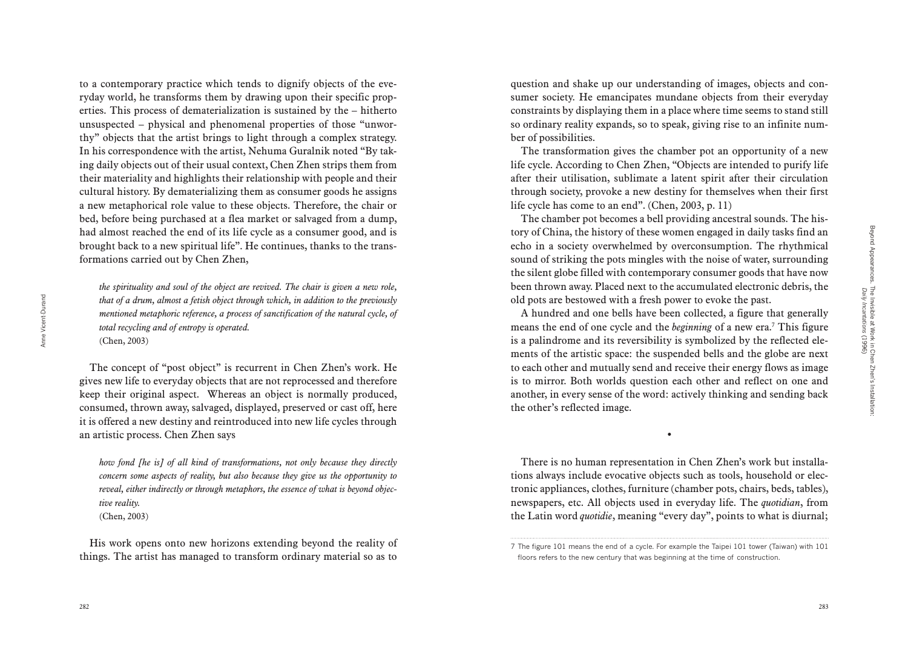to a contemporary practice which tends to dignify objects of the everyday world, he transforms them by drawing upon their specific properties. This process of dematerialization is sustained by the – hitherto unsuspected – physical and phenomenal properties of those "unworthy" objects that the artist brings to light through a complex strategy. In his correspondence with the artist, Nehuma Guralnik noted "By taking daily objects out of their usual context, Chen Zhen strips them from their materiality and highlights their relationship with people and their cultural history. By dematerializing them as consumer goods he assigns a new metaphorical role value to these objects. Therefore, the chair or bed, before being purchased at a flea market or salvaged from a dump, had almost reached the end of its life cycle as a consumer good, and is brought back to a new spiritual life". He continues, thanks to the transformations carried out by Chen Zhen,

> *the spirituality and soul of the object are revived. The chair is given a new role, that of a drum, almost a fetish object through which, in addition to the previously mentioned metaphoric reference, a process of sanctification of the natural cycle, of total recycling and of entropy is operated.*
> (Chen, 2003)

The concept of "post object" is recurrent in Chen Zhen's work. He gives new life to everyday objects that are not reprocessed and therefore keep their original aspect. Whereas an object is normally produced, consumed, thrown away, salvaged, displayed, preserved or cast off, here it is offered a new destiny and reintroduced into new life cycles through an artistic process. Chen Zhen says

> *how fond [he is] of all kind of transformations, not only because they directly concern some aspects of reality, but also because they give us the opportunity to reveal, either indirectly or through metaphors, the essence of what is beyond objective reality.*
> (Chen, 2003)

His work opens onto new horizons extending beyond the reality of things. The artist has managed to transform ordinary material so as to question and shake up our understanding of images, objects and consumer society. He emancipates mundane objects from their everyday constraints by displaying them in a place where time seems to stand still so ordinary reality expands, so to speak, giving rise to an infinite number of possibilities.

The transformation gives the chamber pot an opportunity of a new life cycle. According to Chen Zhen, "Objects are intended to purify life after their utilisation, sublimate a latent spirit after their circulation through society, provoke a new destiny for themselves when their first life cycle has come to an end". (Chen, 2003, p. 11)

The chamber pot becomes a bell providing ancestral sounds. The history of China, the history of these women engaged in daily tasks find an echo in a society overwhelmed by overconsumption. The rhythmical sound of striking the pots mingles with the noise of water, surrounding the silent globe filled with contemporary consumer goods that have now been thrown away. Placed next to the accumulated electronic debris, the old pots are bestowed with a fresh power to evoke the past.

A hundred and one bells have been collected, a figure that generally means the end of one cycle and the *beginning* of a new era.[7] This figure is a palindrome and its reversibility is symbolized by the reflected elements of the artistic space: the suspended bells and the globe are next to each other and mutually send and receive their energy flows as image is to mirror. Both worlds question each other and reflect on one and another, in every sense of the word: actively thinking and sending back the other's reflected image.

•

There is no human representation in Chen Zhen's work but installations always include evocative objects such as tools, household or electronic appliances, clothes, furniture (chamber pots, chairs, beds, tables), newspapers, etc. All objects used in everyday life. The *quotidian*, from the Latin word *quotidie*, meaning "every day", points to what is diurnal;

---

7 The figure 101 means the end of a cycle. For example the Taipei 101 tower (Taiwan) with 101 floors refers to the new century that was beginning at the time of construction.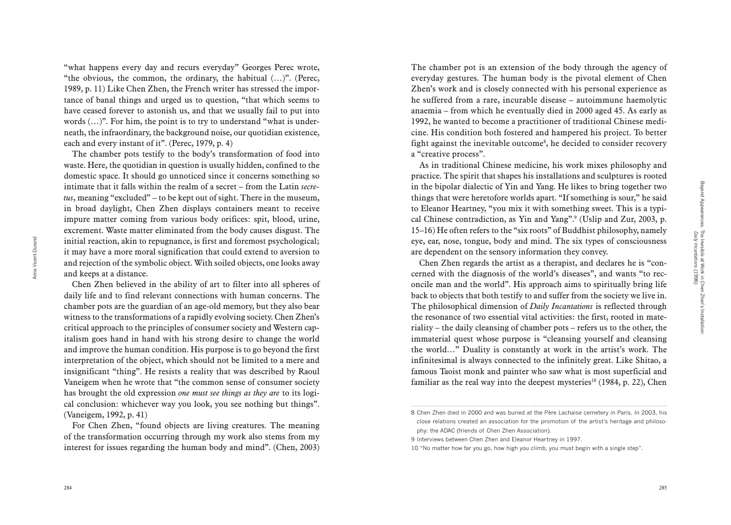"what happens every day and recurs everyday" Georges Perec wrote, "the obvious, the common, the ordinary, the habitual (…)". (Perec, 1989, p. 11) Like Chen Zhen, the French writer has stressed the importance of banal things and urged us to question, "that which seems to have ceased forever to astonish us, and that we usually fail to put into words (…)". For him, the point is to try to understand "what is underneath, the infraordinary, the background noise, our quotidian existence, each and every instant of it". (Perec, 1979, p. 4)

The chamber pots testify to the body's transformation of food into waste. Here, the quotidian in question is usually hidden, confined to the domestic space. It should go unnoticed since it concerns something so intimate that it falls within the realm of a secret – from the Latin *secretus*, meaning "excluded" – to be kept out of sight. There in the museum, in broad daylight, Chen Zhen displays containers meant to receive impure matter coming from various body orifices: spit, blood, urine, excrement. Waste matter eliminated from the body causes disgust. The initial reaction, akin to repugnance, is first and foremost psychological; it may have a more moral signification that could extend to aversion to and rejection of the symbolic object. With soiled objects, one looks away and keeps at a distance.

Chen Zhen believed in the ability of art to filter into all spheres of daily life and to find relevant connections with human concerns. The chamber pots are the guardian of an age-old memory, but they also bear witness to the transformations of a rapidly evolving society. Chen Zhen's critical approach to the principles of consumer society and Western capitalism goes hand in hand with his strong desire to change the world and improve the human condition. His purpose is to go beyond the first interpretation of the object, which should not be limited to a mere and insignificant "thing". He resists a reality that was described by Raoul Vaneigem when he wrote that "the common sense of consumer society has brought the old expression *one must see things as they are* to its logical conclusion: whichever way you look, you see nothing but things". (Vaneigem, 1992, p. 41)

For Chen Zhen, "found objects are living creatures. The meaning of the transformation occurring through my work also stems from my interest for issues regarding the human body and mind". (Chen, 2003)

The chamber pot is an extension of the body through the agency of everyday gestures. The human body is the pivotal element of Chen Zhen's work and is closely connected with his personal experience as he suffered from a rare, incurable disease – autoimmune haemolytic anaemia – from which he eventually died in 2000 aged 45. As early as 1992, he wanted to become a practitioner of traditional Chinese medicine. His condition both fostered and hampered his project. To better fight against the inevitable outcome[8], he decided to consider recovery a "creative process".

As in traditional Chinese medicine, his work mixes philosophy and practice. The spirit that shapes his installations and sculptures is rooted in the bipolar dialectic of Yin and Yang. He likes to bring together two things that were heretofore worlds apart. "If something is sour," he said to Eleanor Heartney, "you mix it with something sweet. This is a typical Chinese contradiction, as Yin and Yang".[9] (Uslip and Zur, 2003, p. 15–16) He often refers to the "six roots" of Buddhist philosophy, namely eye, ear, nose, tongue, body and mind. The six types of consciousness are dependent on the sensory information they convey.

Chen Zhen regards the artist as a therapist, and declares he is "concerned with the diagnosis of the world's diseases", and wants "to reconcile man and the world". His approach aims to spiritually bring life back to objects that both testify to and suffer from the society we live in. The philosophical dimension of *Daily Incantations* is reflected through the resonance of two essential vital activities: the first, rooted in materiality – the daily cleansing of chamber pots – refers us to the other, the immaterial quest whose purpose is "cleansing yourself and cleansing the world…" Duality is constantly at work in the artist's work. The infinitesimal is always connected to the infinitely great. Like Shitao, a famous Taoist monk and painter who saw what is most superficial and familiar as the real way into the deepest mysteries[10] (1984, p. 22), Chen

---

8 Chen Zhen died in 2000 and was buried at the Père Lachaise cemetery in Paris. In 2003, his close relations created an association for the promotion of the artist's heritage and philosophy: the ADAC (friends of Chen Zhen Association).

9 Interviews between Chen Zhen and Eleanor Heartney in 1997.

10 "No matter how far you go, how high you climb, you must begin with a single step".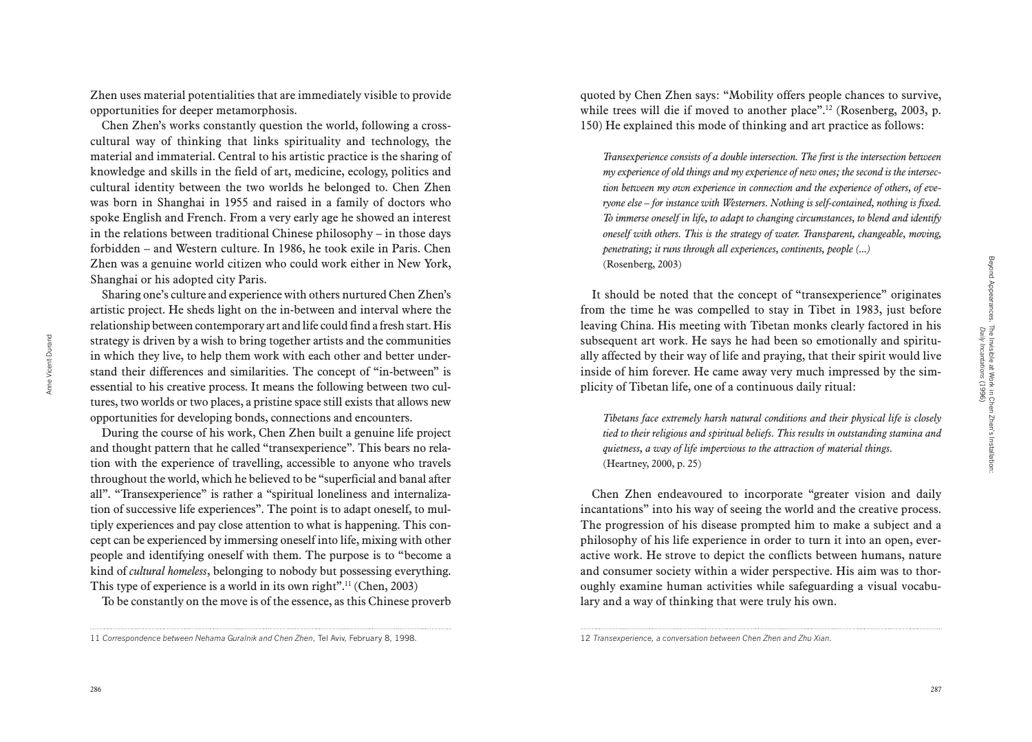Zhen uses material potentialities that are immediately visible to provide opportunities for deeper metamorphosis.

Chen Zhen's works constantly question the world, following a cross-cultural way of thinking that links spirituality and technology, the material and immaterial. Central to his artistic practice is the sharing of knowledge and skills in the field of art, medicine, ecology, politics and cultural identity between the two worlds he belonged to. Chen Zhen was born in Shanghai in 1955 and raised in a family of doctors who spoke English and French. From a very early age he showed an interest in the relations between traditional Chinese philosophy – in those days forbidden – and Western culture. In 1986, he took exile in Paris. Chen Zhen was a genuine world citizen who could work either in New York, Shanghai or his adopted city Paris.

Sharing one's culture and experience with others nurtured Chen Zhen's artistic project. He sheds light on the in-between and interval where the relationship between contemporary art and life could find a fresh start. His strategy is driven by a wish to bring together artists and the communities in which they live, to help them work with each other and better understand their differences and similarities. The concept of "in-between" is essential to his creative process. It means the following between two cultures, two worlds or two places, a pristine space still exists that allows new opportunities for developing bonds, connections and encounters.

During the course of his work, Chen Zhen built a genuine life project and thought pattern that he called "transexperience". This bears no relation with the experience of travelling, accessible to anyone who travels throughout the world, which he believed to be "superficial and banal after all". "Transexperience" is rather a "spiritual loneliness and internalization of successive life experiences". The point is to adapt oneself, to multiply experiences and pay close attention to what is happening. This concept can be experienced by immersing oneself into life, mixing with other people and identifying oneself with them. The purpose is to "become a kind of *cultural homeless*, belonging to nobody but possessing everything. This type of experience is a world in its own right".[11] (Chen, 2003)

To be constantly on the move is of the essence, as this Chinese proverb quoted by Chen Zhen says: "Mobility offers people chances to survive, while trees will die if moved to another place".[12] (Rosenberg, 2003, p. 150) He explained this mode of thinking and art practice as follows:

> *Transexperience consists of a double intersection. The first is the intersection between my experience of old things and my experience of new ones; the second is the intersection between my own experience in connection and the experience of others, of everyone else – for instance with Westerners. Nothing is self-contained, nothing is fixed. To immerse oneself in life, to adapt to changing circumstances, to blend and identify oneself with others. This is the strategy of water. Transparent, changeable, moving, penetrating; it runs through all experiences, continents, people (...)*
> (Rosenberg, 2003)

It should be noted that the concept of "transexperience" originates from the time he was compelled to stay in Tibet in 1983, just before leaving China. His meeting with Tibetan monks clearly factored in his subsequent art work. He says he had been so emotionally and spiritually affected by their way of life and praying, that their spirit would live inside of him forever. He came away very much impressed by the simplicity of Tibetan life, one of a continuous daily ritual:

> *Tibetans face extremely harsh natural conditions and their physical life is closely tied to their religious and spiritual beliefs. This results in outstanding stamina and quietness, a way of life impervious to the attraction of material things.*
> (Heartney, 2000, p. 25)

Chen Zhen endeavoured to incorporate "greater vision and daily incantations" into his way of seeing the world and the creative process. The progression of his disease prompted him to make a subject and a philosophy of his life experience in order to turn it into an open, ever-active work. He strove to depict the conflicts between humans, nature and consumer society within a wider perspective. His aim was to thoroughly examine human activities while safeguarding a visual vocabulary and a way of thinking that were truly his own.

---

11 *Correspondence between Nehama Guralnik and Chen Zhen*, Tel Aviv, February 8, 1998.

12 *Transexperience, a conversation between Chen Zhen and Zhu Xian.*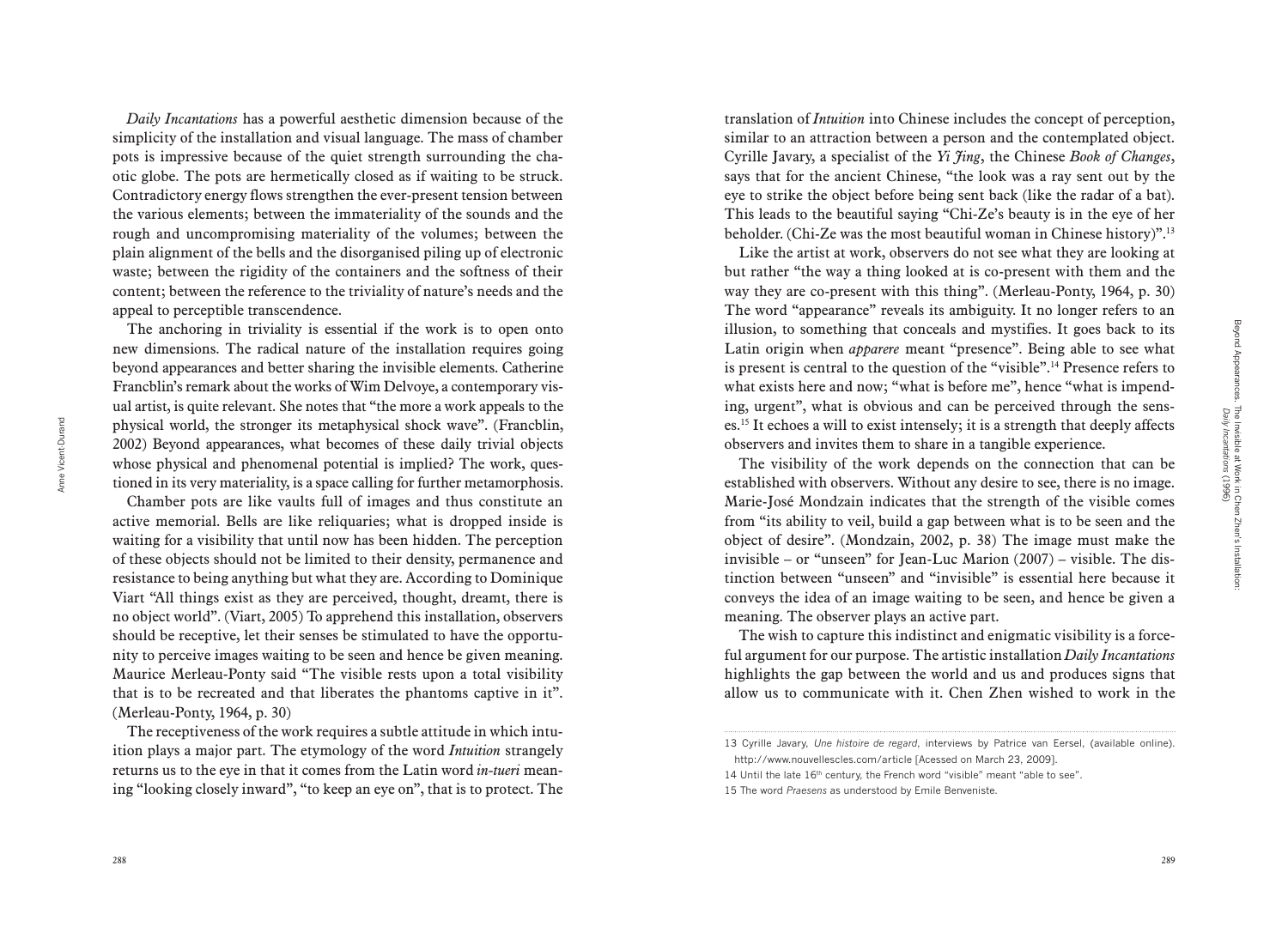*Daily Incantations* has a powerful aesthetic dimension because of the simplicity of the installation and visual language. The mass of chamber pots is impressive because of the quiet strength surrounding the chaotic globe. The pots are hermetically closed as if waiting to be struck. Contradictory energy flows strengthen the ever-present tension between the various elements; between the immateriality of the sounds and the rough and uncompromising materiality of the volumes; between the plain alignment of the bells and the disorganised piling up of electronic waste; between the rigidity of the containers and the softness of their content; between the reference to the triviality of nature's needs and the appeal to perceptible transcendence.

The anchoring in triviality is essential if the work is to open onto new dimensions. The radical nature of the installation requires going beyond appearances and better sharing the invisible elements. Catherine Francblin's remark about the works of Wim Delvoye, a contemporary visual artist, is quite relevant. She notes that "the more a work appeals to the physical world, the stronger its metaphysical shock wave". (Francblin, 2002) Beyond appearances, what becomes of these daily trivial objects whose physical and phenomenal potential is implied? The work, questioned in its very materiality, is a space calling for further metamorphosis.

Chamber pots are like vaults full of images and thus constitute an active memorial. Bells are like reliquaries; what is dropped inside is waiting for a visibility that until now has been hidden. The perception of these objects should not be limited to their density, permanence and resistance to being anything but what they are. According to Dominique Viart "All things exist as they are perceived, thought, dreamt, there is no object world". (Viart, 2005) To apprehend this installation, observers should be receptive, let their senses be stimulated to have the opportunity to perceive images waiting to be seen and hence be given meaning. Maurice Merleau-Ponty said "The visible rests upon a total visibility that is to be recreated and that liberates the phantoms captive in it". (Merleau-Ponty, 1964, p. 30)

The receptiveness of the work requires a subtle attitude in which intuition plays a major part. The etymology of the word *Intuition* strangely returns us to the eye in that it comes from the Latin word *in-tueri* meaning "looking closely inward", "to keep an eye on", that is to protect. The translation of *Intuition* into Chinese includes the concept of perception, similar to an attraction between a person and the contemplated object. Cyrille Javary, a specialist of the *Yi Jing*, the Chinese *Book of Changes*, says that for the ancient Chinese, "the look was a ray sent out by the eye to strike the object before being sent back (like the radar of a bat). This leads to the beautiful saying "Chi-Ze's beauty is in the eye of her beholder. (Chi-Ze was the most beautiful woman in Chinese history)".[13]

Like the artist at work, observers do not see what they are looking at but rather "the way a thing looked at is co-present with them and the way they are co-present with this thing". (Merleau-Ponty, 1964, p. 30) The word "appearance" reveals its ambiguity. It no longer refers to an illusion, to something that conceals and mystifies. It goes back to its Latin origin when *apparere* meant "presence". Being able to see what is present is central to the question of the "visible".[14] Presence refers to what exists here and now; "what is before me", hence "what is impending, urgent", what is obvious and can be perceived through the senses.[15] It echoes a will to exist intensely; it is a strength that deeply affects observers and invites them to share in a tangible experience.

The visibility of the work depends on the connection that can be established with observers. Without any desire to see, there is no image. Marie-José Mondzain indicates that the strength of the visible comes from "its ability to veil, build a gap between what is to be seen and the object of desire". (Mondzain, 2002, p. 38) The image must make the invisible – or "unseen" for Jean-Luc Marion (2007) – visible. The distinction between "unseen" and "invisible" is essential here because it conveys the idea of an image waiting to be seen, and hence be given a meaning. The observer plays an active part.

The wish to capture this indistinct and enigmatic visibility is a forceful argument for our purpose. The artistic installation *Daily Incantations* highlights the gap between the world and us and produces signs that allow us to communicate with it. Chen Zhen wished to work in the

---

13 Cyrille Javary, *Une histoire de regard*, interviews by Patrice van Eersel, (available online). http://www.nouvellescles.com/article [Acessed on March 23, 2009].

14 Until the late 16th century, the French word "visible" meant "able to see".

15 The word *Praesens* as understood by Emile Benveniste.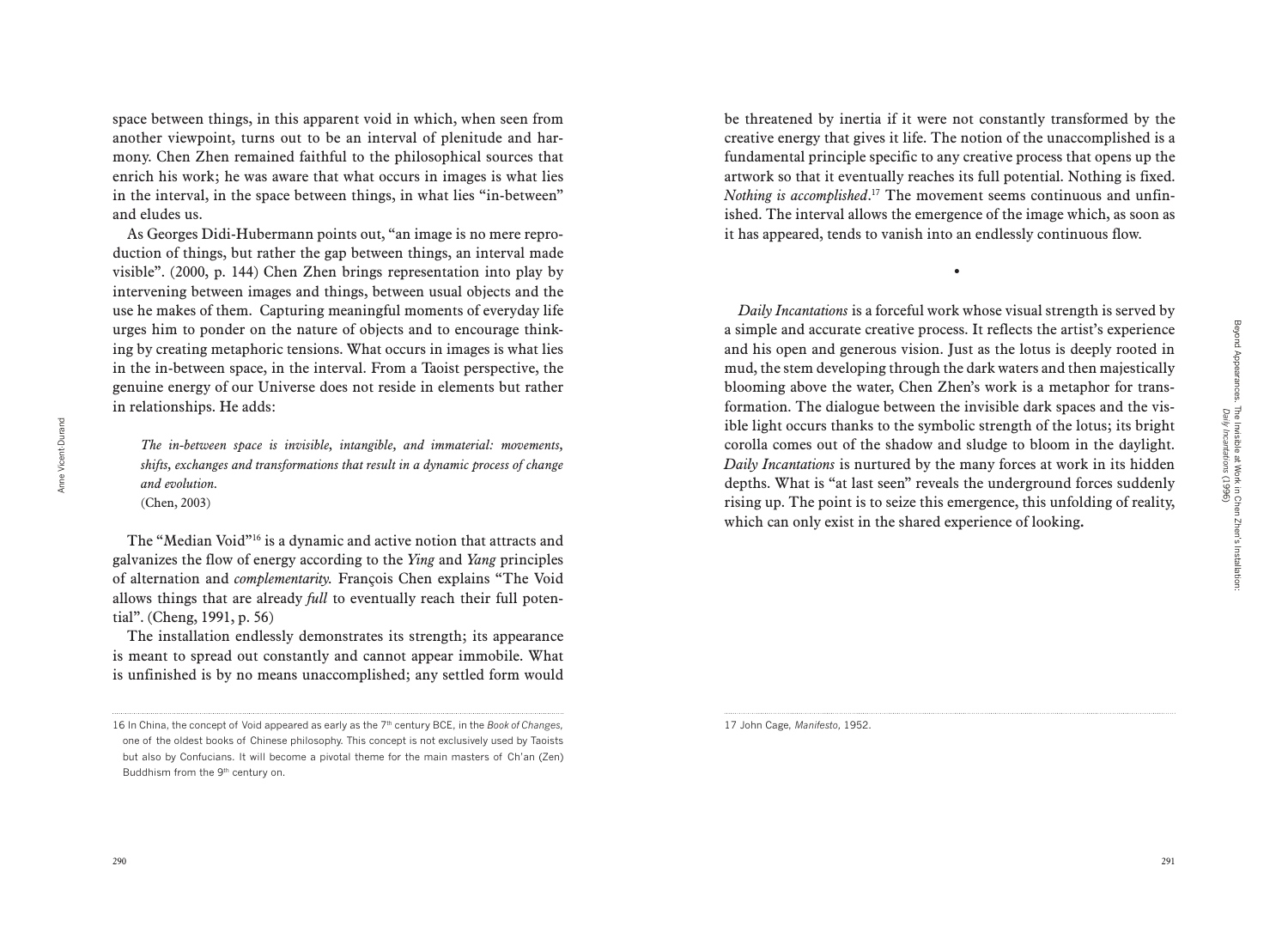space between things, in this apparent void in which, when seen from another viewpoint, turns out to be an interval of plenitude and harmony. Chen Zhen remained faithful to the philosophical sources that enrich his work; he was aware that what occurs in images is what lies in the interval, in the space between things, in what lies "in-between" and eludes us.

As Georges Didi-Hubermann points out, "an image is no mere reproduction of things, but rather the gap between things, an interval made visible". (2000, p. 144) Chen Zhen brings representation into play by intervening between images and things, between usual objects and the use he makes of them. Capturing meaningful moments of everyday life urges him to ponder on the nature of objects and to encourage thinking by creating metaphoric tensions. What occurs in images is what lies in the in-between space, in the interval. From a Taoist perspective, the genuine energy of our Universe does not reside in elements but rather in relationships. He adds:

> *The in-between space is invisible, intangible, and immaterial: movements, shifts, exchanges and transformations that result in a dynamic process of change and evolution.*
> (Chen, 2003)

The "Median Void"[16] is a dynamic and active notion that attracts and galvanizes the flow of energy according to the *Ying* and *Yang* principles of alternation and *complementarity.* François Chen explains "The Void allows things that are already *full* to eventually reach their full potential". (Cheng, 1991, p. 56)

The installation endlessly demonstrates its strength; its appearance is meant to spread out constantly and cannot appear immobile. What is unfinished is by no means unaccomplished; any settled form would be threatened by inertia if it were not constantly transformed by the creative energy that gives it life. The notion of the unaccomplished is a fundamental principle specific to any creative process that opens up the artwork so that it eventually reaches its full potential. Nothing is fixed. *Nothing is accomplished*.[17] The movement seems continuous and unfinished. The interval allows the emergence of the image which, as soon as it has appeared, tends to vanish into an endlessly continuous flow.

•

*Daily Incantations* is a forceful work whose visual strength is served by a simple and accurate creative process. It reflects the artist's experience and his open and generous vision. Just as the lotus is deeply rooted in mud, the stem developing through the dark waters and then majestically blooming above the water, Chen Zhen's work is a metaphor for transformation. The dialogue between the invisible dark spaces and the visible light occurs thanks to the symbolic strength of the lotus; its bright corolla comes out of the shadow and sludge to bloom in the daylight. *Daily Incantations* is nurtured by the many forces at work in its hidden depths. What is "at last seen" reveals the underground forces suddenly rising up. The point is to seize this emergence, this unfolding of reality, which can only exist in the shared experience of looking.

---

16 In China, the concept of Void appeared as early as the 7th century BCE, in the *Book of Changes,* one of the oldest books of Chinese philosophy. This concept is not exclusively used by Taoists but also by Confucians. It will become a pivotal theme for the main masters of Ch'an (Zen) Buddhism from the 9th century on.

17 John Cage, *Manifesto*, 1952.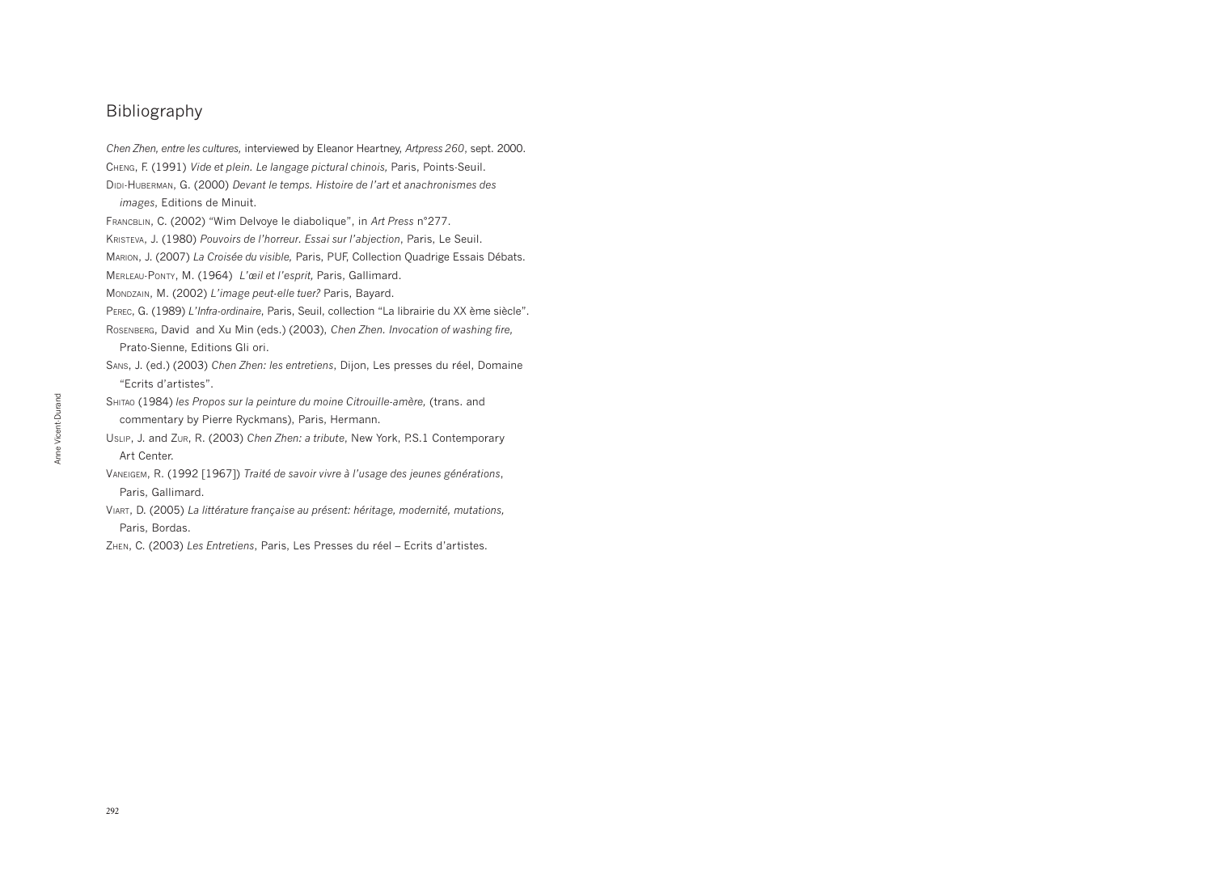## Bibliography

*Chen Zhen, entre les cultures,* interviewed by Eleanor Heartney, *Artpress 260*, sept. 2000.

Cheng, F. (1991) *Vide et plein. Le langage pictural chinois,* Paris, Points-Seuil.

Didi-Huberman, G. (2000) *Devant le temps. Histoire de l'art et anachronismes des images*, Editions de Minuit.

Francblin, C. (2002) "Wim Delvoye le diabolique", in *Art Press* n°277.

Kristeva, J. (1980) *Pouvoirs de l'horreur. Essai sur l'abjection*, Paris, Le Seuil.

Marion, J. (2007) *La Croisée du visible,* Paris, PUF, Collection Quadrige Essais Débats.

Merleau-Ponty, M. (1964) *L'œil et l'esprit,* Paris, Gallimard.

Mondzain, M. (2002) *L'image peut-elle tuer?* Paris, Bayard.

Perec, G. (1989) *L'Infra-ordinaire*, Paris, Seuil, collection "La librairie du XX ème siècle".

Rosenberg, David and Xu Min (eds.) (2003), *Chen Zhen. Invocation of washing fire,* Prato-Sienne, Editions Gli ori.

Sans, J. (ed.) (2003) *Chen Zhen: les entretiens*, Dijon, Les presses du réel, Domaine "Ecrits d'artistes".

Shitao (1984) *les Propos sur la peinture du moine Citrouille-amère,* (trans. and commentary by Pierre Ryckmans), Paris, Hermann.

Uslip, J. and Zur, R. (2003) *Chen Zhen: a tribute*, New York, P.S.1 Contemporary Art Center.

Vaneigem, R. (1992 [1967]) *Traité de savoir vivre à l'usage des jeunes générations*, Paris, Gallimard.

Viart, D. (2005) *La littérature française au présent: héritage, modernité, mutations,* Paris, Bordas.

Zhen, C. (2003) *Les Entretiens*, Paris, Les Presses du réel – Ecrits d'artistes.